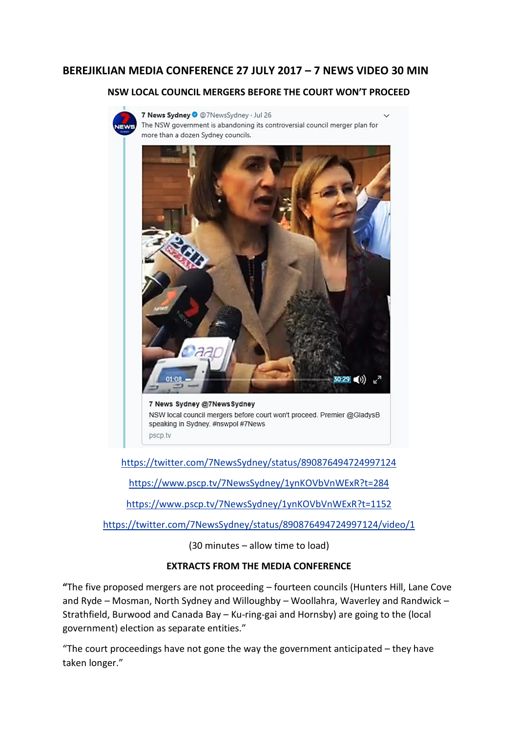## BEREJIKLIAN MEDIA CONFERENCE 27 JULY 2017 – 7 NEWS VIDEO 30 MIN

### NSW LOCAL COUNCIL MERGERS BEFORE THE COURT WON'T PROCEED

7 News Sydney @7NewsSydney · Jul 26
The NSW government is abandoning its controversial council merger plan for more than a dozen Sydney councils.

7 News Sydney @7NewsSydney
NSW local council mergers before court won't proceed. Premier @GladysB speaking in Sydney. #nswpol #7News
pscp.tv

https://twitter.com/7NewsSydney/status/890876494724997124

https://www.pscp.tv/7NewsSydney/1ynKOVbVnWExR?t=284

https://www.pscp.tv/7NewsSydney/1ynKOVbVnWExR?t=1152

https://twitter.com/7NewsSydney/status/890876494724997124/video/1

(30 minutes – allow time to load)

**EXTRACTS FROM THE MEDIA CONFERENCE**

**"**The five proposed mergers are not proceeding – fourteen councils (Hunters Hill, Lane Cove and Ryde – Mosman, North Sydney and Willoughby – Woollahra, Waverley and Randwick – Strathfield, Burwood and Canada Bay – Ku-ring-gai and Hornsby) are going to the (local government) election as separate entities."

"The court proceedings have not gone the way the government anticipated – they have taken longer."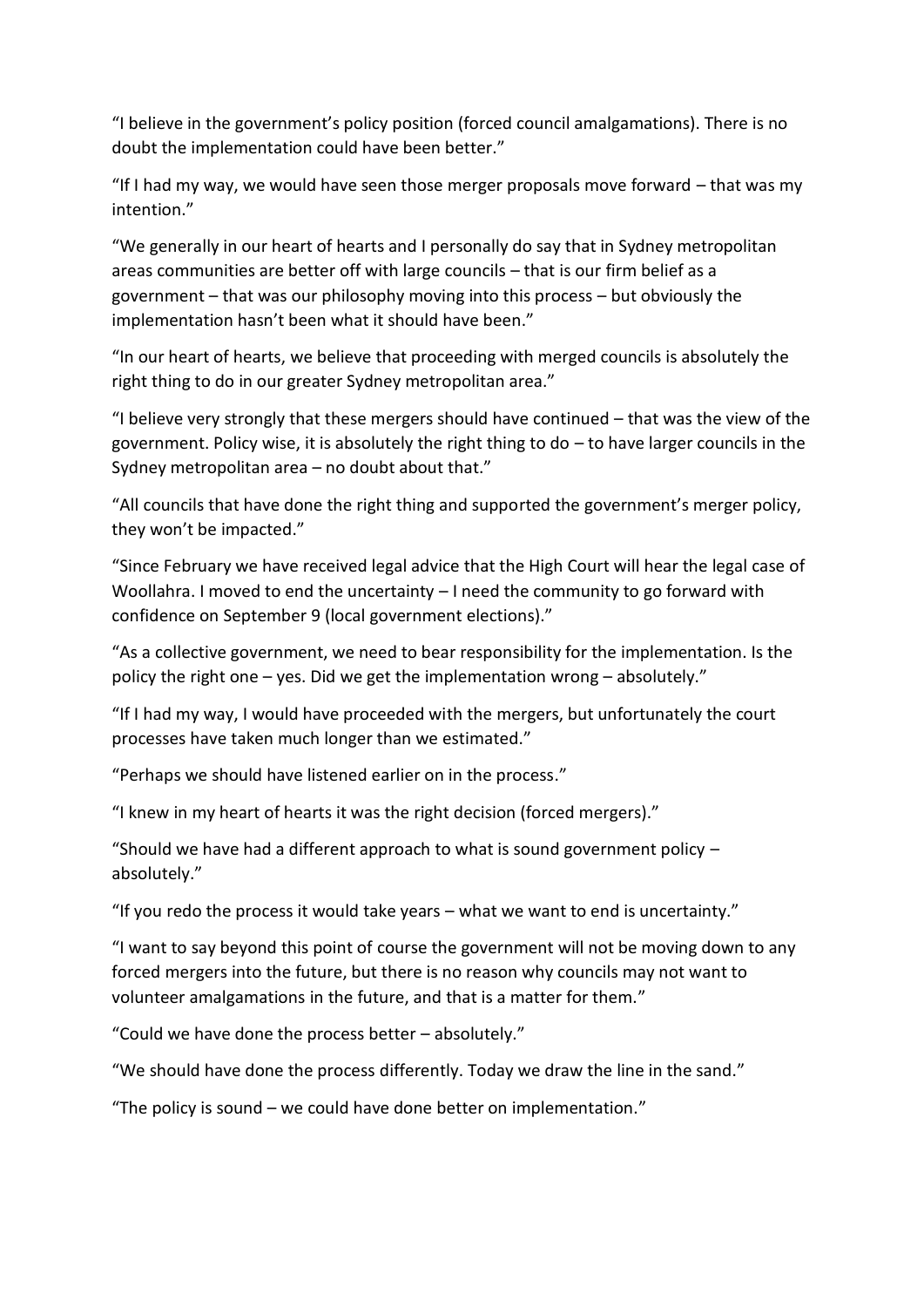"I believe in the government's policy position (forced council amalgamations). There is no doubt the implementation could have been better."

"If I had my way, we would have seen those merger proposals move forward – that was my intention."

"We generally in our heart of hearts and I personally do say that in Sydney metropolitan areas communities are better off with large councils – that is our firm belief as a government – that was our philosophy moving into this process – but obviously the implementation hasn't been what it should have been."

"In our heart of hearts, we believe that proceeding with merged councils is absolutely the right thing to do in our greater Sydney metropolitan area."

"I believe very strongly that these mergers should have continued – that was the view of the government. Policy wise, it is absolutely the right thing to do – to have larger councils in the Sydney metropolitan area – no doubt about that."

"All councils that have done the right thing and supported the government's merger policy, they won't be impacted."

"Since February we have received legal advice that the High Court will hear the legal case of Woollahra. I moved to end the uncertainty – I need the community to go forward with confidence on September 9 (local government elections)."

"As a collective government, we need to bear responsibility for the implementation. Is the policy the right one – yes. Did we get the implementation wrong – absolutely."

"If I had my way, I would have proceeded with the mergers, but unfortunately the court processes have taken much longer than we estimated."

"Perhaps we should have listened earlier on in the process."

"I knew in my heart of hearts it was the right decision (forced mergers)."

"Should we have had a different approach to what is sound government policy – absolutely."

"If you redo the process it would take years – what we want to end is uncertainty."

"I want to say beyond this point of course the government will not be moving down to any forced mergers into the future, but there is no reason why councils may not want to volunteer amalgamations in the future, and that is a matter for them."

"Could we have done the process better – absolutely."

"We should have done the process differently. Today we draw the line in the sand."

"The policy is sound – we could have done better on implementation."